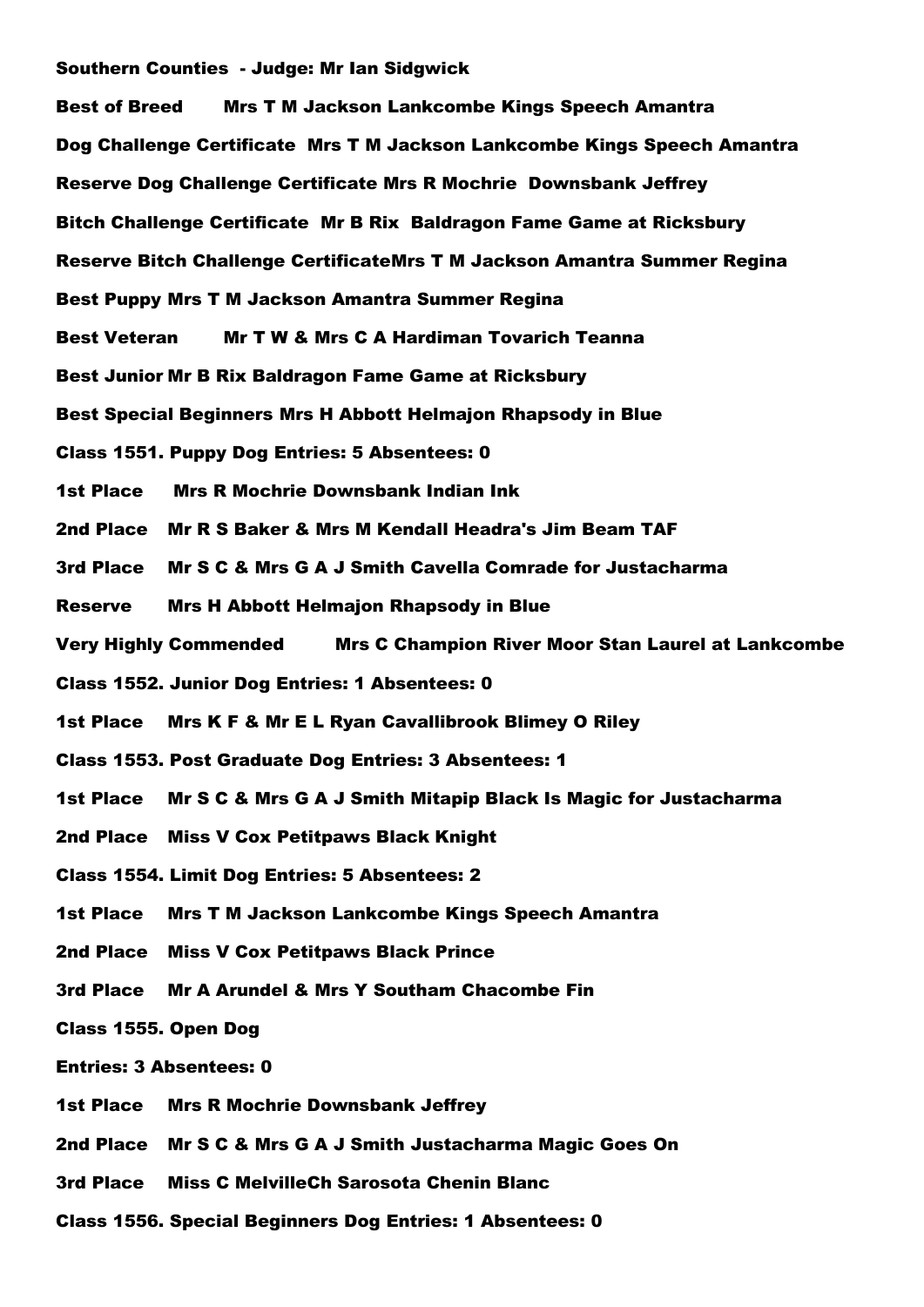**Southern Counties - Judge: Mr Ian Sidgwick**

**Best of Breed Mrs T M Jackson Lankcombe Kings Speech Amantra**

**Dog Challenge Certificate Mrs T M Jackson Lankcombe Kings Speech Amantra**

**Reserve Dog Challenge Certificate Mrs R Mochrie Downsbank Jeffrey**

**Bitch Challenge Certificate Mr B Rix Baldragon Fame Game at Ricksbury**

**Reserve Bitch Challenge CertificateMrs T M Jackson Amantra Summer Regina**

**Best Puppy Mrs T M Jackson Amantra Summer Regina**

**Best Veteran Mr T W & Mrs C A Hardiman Tovarich Teanna**

**Best Junior Mr B Rix Baldragon Fame Game at Ricksbury**

**Best Special Beginners Mrs H Abbott Helmajon Rhapsody in Blue**

**Class 1551. Puppy Dog Entries: 5 Absentees: 0**

**1st Place Mrs R Mochrie Downsbank Indian Ink**

**2nd Place Mr R S Baker & Mrs M Kendall Headra's Jim Beam TAF**

**3rd Place Mr S C & Mrs G A J Smith Cavella Comrade for Justacharma**

**Reserve Mrs H Abbott Helmajon Rhapsody in Blue**

**Very Highly Commended Mrs C Champion River Moor Stan Laurel at Lankcombe**

**Class 1552. Junior Dog Entries: 1 Absentees: 0**

**1st Place Mrs K F & Mr E L Ryan Cavallibrook Blimey O Riley**

**Class 1553. Post Graduate Dog Entries: 3 Absentees: 1**

**1st Place Mr S C & Mrs G A J Smith Mitapip Black Is Magic for Justacharma**

**2nd Place Miss V Cox Petitpaws Black Knight**

**Class 1554. Limit Dog Entries: 5 Absentees: 2**

**1st Place Mrs T M Jackson Lankcombe Kings Speech Amantra**

**2nd Place Miss V Cox Petitpaws Black Prince**

**3rd Place Mr A Arundel & Mrs Y Southam Chacombe Fin**

**Class 1555. Open Dog**

**Entries: 3 Absentees: 0**

**1st Place Mrs R Mochrie Downsbank Jeffrey**

**2nd Place Mr S C & Mrs G A J Smith Justacharma Magic Goes On**

**3rd Place Miss C MelvilleCh Sarosota Chenin Blanc**

**Class 1556. Special Beginners Dog Entries: 1 Absentees: 0**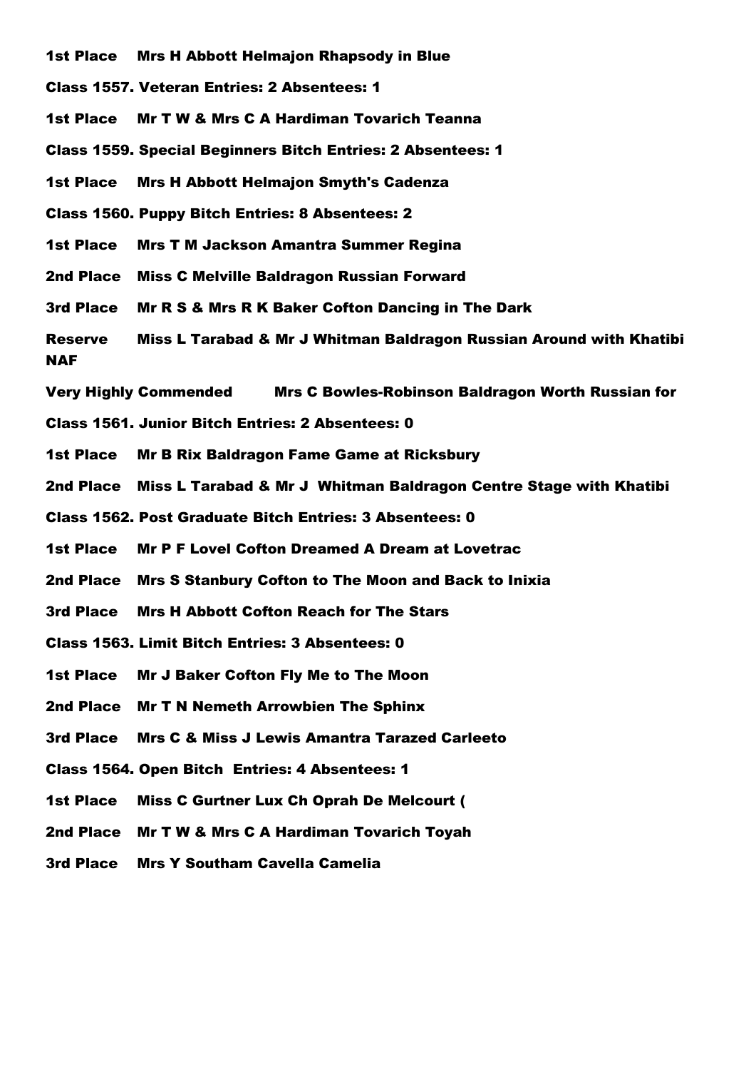**1st Place** Mrs H Abbott Helmajon Rhapsody in Blue

**Class 1557. Veteran Entries: 2 Absentees: 1**

**1st Place** Mr T W & Mrs C A Hardiman Tovarich Teanna

**Class 1559. Special Beginners Bitch Entries: 2 Absentees: 1**

**1st Place** Mrs H Abbott Helmajon Smyth's Cadenza

**Class 1560. Puppy Bitch Entries: 8 Absentees: 2**

**1st Place** Mrs T M Jackson Amantra Summer Regina

**2nd Place** Miss C Melville Baldragon Russian Forward

**3rd Place** Mr R S & Mrs R K Baker Cofton Dancing in The Dark

**Reserve** Miss L Tarabad & Mr J Whitman Baldragon Russian Around with Khatibi NAF

**Very Highly Commended** Mrs C Bowles-Robinson Baldragon Worth Russian for

**Class 1561. Junior Bitch Entries: 2 Absentees: 0**

**1st Place** Mr B Rix Baldragon Fame Game at Ricksbury

**2nd Place** Miss L Tarabad & Mr J Whitman Baldragon Centre Stage with Khatibi

**Class 1562. Post Graduate Bitch Entries: 3 Absentees: 0**

**1st Place** Mr P F Lovel Cofton Dreamed A Dream at Lovetrac

**2nd Place** Mrs S Stanbury Cofton to The Moon and Back to Inixia

**3rd Place** Mrs H Abbott Cofton Reach for The Stars

**Class 1563. Limit Bitch Entries: 3 Absentees: 0**

**1st Place** Mr J Baker Cofton Fly Me to The Moon

**2nd Place** Mr T N Nemeth Arrowbien The Sphinx

**3rd Place** Mrs C & Miss J Lewis Amantra Tarazed Carleeto

**Class 1564. Open Bitch Entries: 4 Absentees: 1**

**1st Place** Miss C Gurtner Lux Ch Oprah De Melcourt (

**2nd Place** Mr T W & Mrs C A Hardiman Tovarich Toyah

**3rd Place** Mrs Y Southam Cavella Camelia